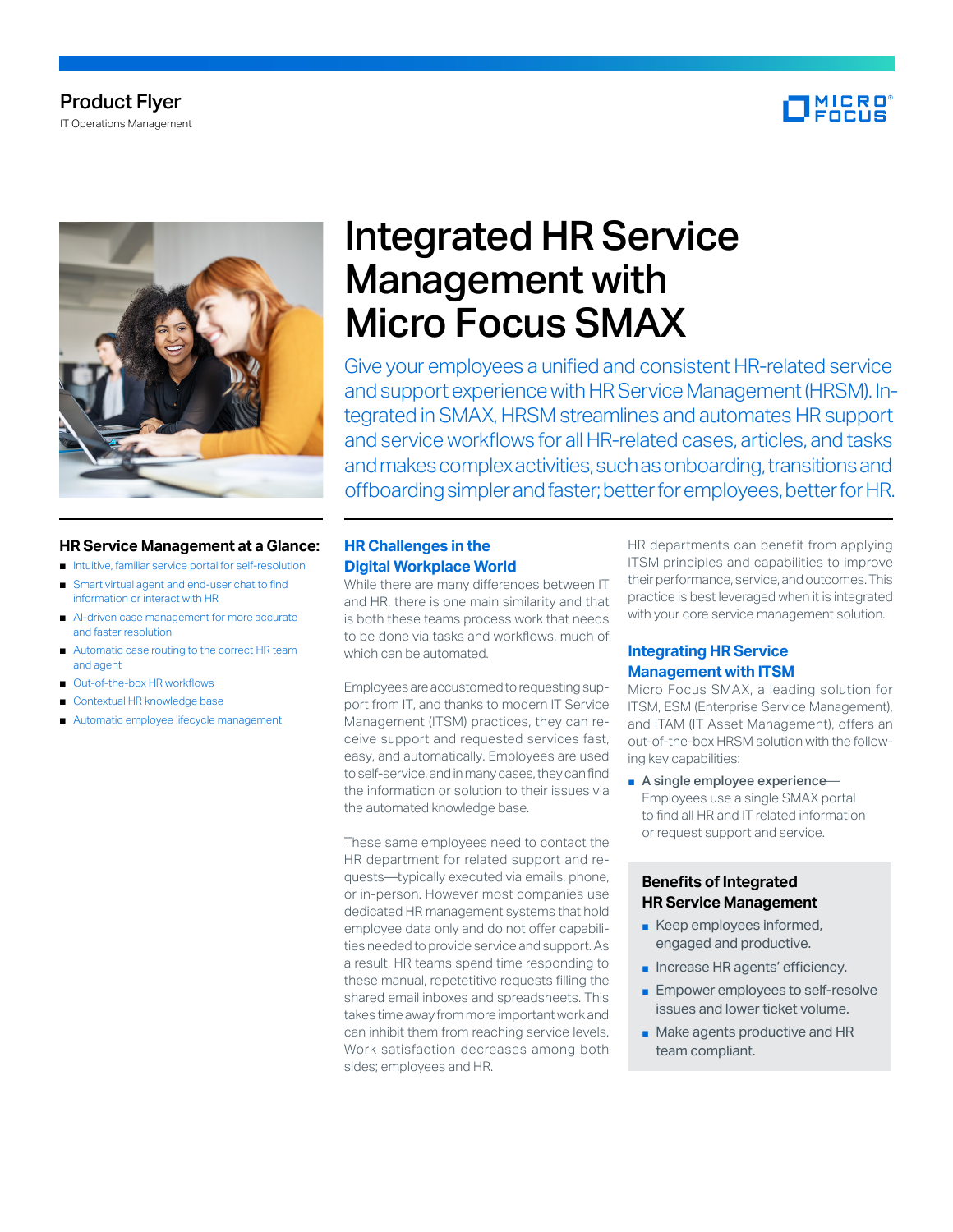Product Flyer

IT Operations Management

# Integrated HR Service Management with Micro Focus SMAX

Give your employees a unified and consistent HR-related service and support experience with HR Service Management (HRSM). Integrated in SMAX, HRSM streamlines and automates HR support and service workflows for all HR-related cases, articles, and tasks and makes complex activities, such as onboarding, transitions and offboarding simpler and faster; better for employees, better for HR.

### HR Service Management at a Glance:

- Intuitive, familiar service portal for self-resolution
- Smart virtual agent and end-user chat to find information or interact with HR
- AI-driven case management for more accurate and faster resolution
- Automatic case routing to the correct HR team and agent
- Out-of-the-box HR workflows
- Contextual HR knowledge base
- Automatic employee lifecycle management

## HR Challenges in the Digital Workplace World

While there are many differences between IT and HR, there is one main similarity and that is both these teams process work that needs to be done via tasks and workflows, much of which can be automated.

Employees are accustomed to requesting support from IT, and thanks to modern IT Service Management (ITSM) practices, they can receive support and requested services fast, easy, and automatically. Employees are used to self-service, and in many cases, they can find the information or solution to their issues via the automated knowledge base.

These same employees need to contact the HR department for related support and requests—typically executed via emails, phone, or in-person. However most companies use dedicated HR management systems that hold employee data only and do not offer capabilities needed to provide service and support. As a result, HR teams spend time responding to these manual, repetetitive requests filling the shared email inboxes and spreadsheets. This takes time away from more important work and can inhibit them from reaching service levels. Work satisfaction decreases among both sides; employees and HR.

HR departments can benefit from applying ITSM principles and capabilities to improve their performance, service, and outcomes. This practice is best leveraged when it is integrated with your core service management solution.

## Integrating HR Service Management with ITSM

Micro Focus SMAX, a leading solution for ITSM, ESM (Enterprise Service Management), and ITAM (IT Asset Management), offers an out-of-the-box HRSM solution with the following key capabilities:

- **A single employee experience**—Employees use a single SMAX portal to find all HR and IT related information or request support and service.

### Benefits of Integrated HR Service Management

- Keep employees informed, engaged and productive.
- Increase HR agents' efficiency.
- Empower employees to self-resolve issues and lower ticket volume.
- Make agents productive and HR team compliant.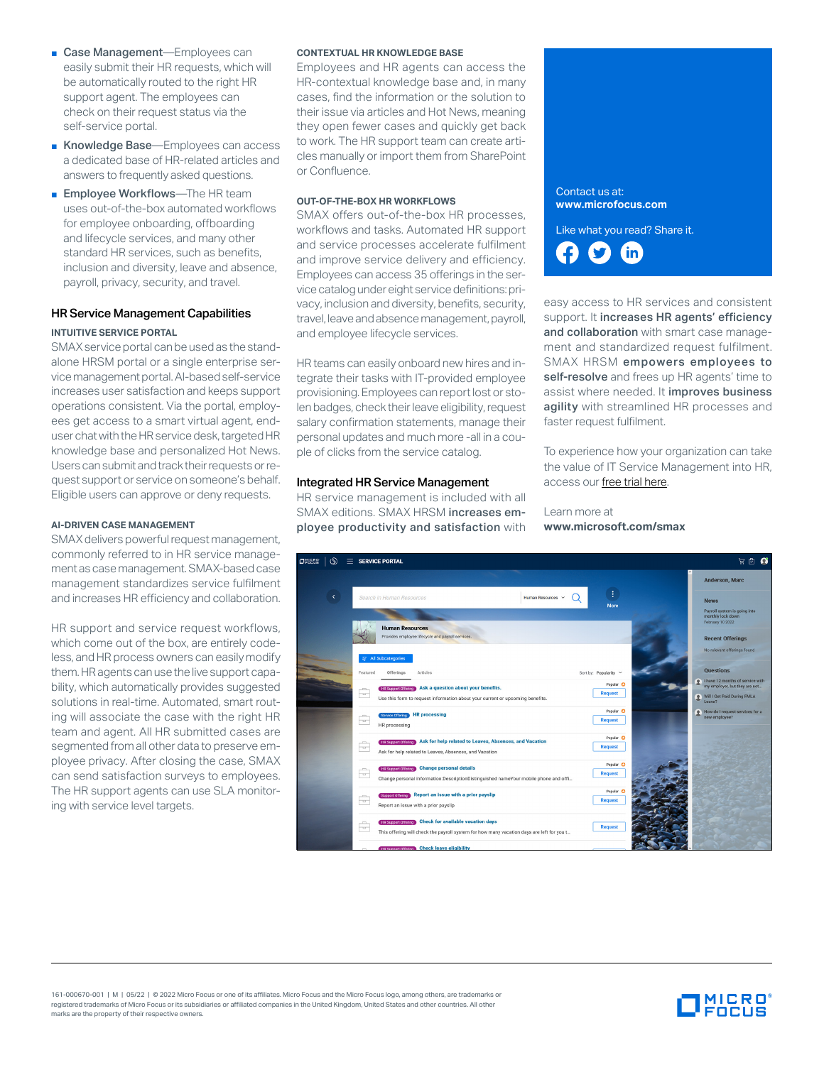- **Case Management**—Employees can easily submit their HR requests, which will be automatically routed to the right HR support agent. The employees can check on their request status via the self-service portal.
- **Knowledge Base**—Employees can access a dedicated base of HR-related articles and answers to frequently asked questions.
- **Employee Workflows**—The HR team uses out-of-the-box automated workflows for employee onboarding, offboarding and lifecycle services, and many other standard HR services, such as benefits, inclusion and diversity, leave and absence, payroll, privacy, security, and travel.

## HR Service Management Capabilities

### INTUITIVE SERVICE PORTAL

SMAX service portal can be used as the standalone HRSM portal or a single enterprise service management portal. AI-based self-service increases user satisfaction and keeps support operations consistent. Via the portal, employees get access to a smart virtual agent, end-user chat with the HR service desk, targeted HR knowledge base and personalized Hot News. Users can submit and track their requests or request support or service on someone's behalf. Eligible users can approve or deny requests.

### AI-DRIVEN CASE MANAGEMENT

SMAX delivers powerful request management, commonly referred to in HR service management as case management. SMAX-based case management standardizes service fulfilment and increases HR efficiency and collaboration.

HR support and service request workflows, which come out of the box, are entirely codeless, and HR process owners can easily modify them. HR agents can use the live support capability, which automatically provides suggested solutions in real-time. Automated, smart routing will associate the case with the right HR team and agent. All HR submitted cases are segmented from all other data to preserve employee privacy. After closing the case, SMAX can send satisfaction surveys to employees. The HR support agents can use SLA monitoring with service level targets.

### CONTEXTUAL HR KNOWLEDGE BASE

Employees and HR agents can access the HR-contextual knowledge base and, in many cases, find the information or the solution to their issue via articles and Hot News, meaning they open fewer cases and quickly get back to work. The HR support team can create articles manually or import them from SharePoint or Confluence.

### OUT-OF-THE-BOX HR WORKFLOWS

SMAX offers out-of-the-box HR processes, workflows and tasks. Automated HR support and service processes accelerate fulfilment and improve service delivery and efficiency. Employees can access 35 offerings in the service catalog under eight service definitions: privacy, inclusion and diversity, benefits, security, travel, leave and absence management, payroll, and employee lifecycle services.

HR teams can easily onboard new hires and integrate their tasks with IT-provided employee provisioning. Employees can report lost or stolen badges, check their leave eligibility, request salary confirmation statements, manage their personal updates and much more -all in a couple of clicks from the service catalog.

## Integrated HR Service Management

HR service management is included with all SMAX editions. SMAX HRSM **increases employee productivity and satisfaction** with easy access to HR services and consistent support. It **increases HR agents' efficiency and collaboration** with smart case management and standardized request fulfilment. SMAX HRSM **empowers employees to self-resolve** and frees up HR agents' time to assist where needed. It **improves business agility** with streamlined HR processes and faster request fulfilment.

To experience how your organization can take the value of IT Service Management into HR, access our free trial here.

Learn more at
**www.microsoft.com/smax**

Contact us at:
**www.microfocus.com**

Like what you read? Share it.

161-000670-001 | M | 05/22 | © 2022 Micro Focus or one of its affiliates. Micro Focus and the Micro Focus logo, among others, are trademarks or registered trademarks of Micro Focus or its subsidiaries or affiliated companies in the United Kingdom, United States and other countries. All other marks are the property of their respective owners.